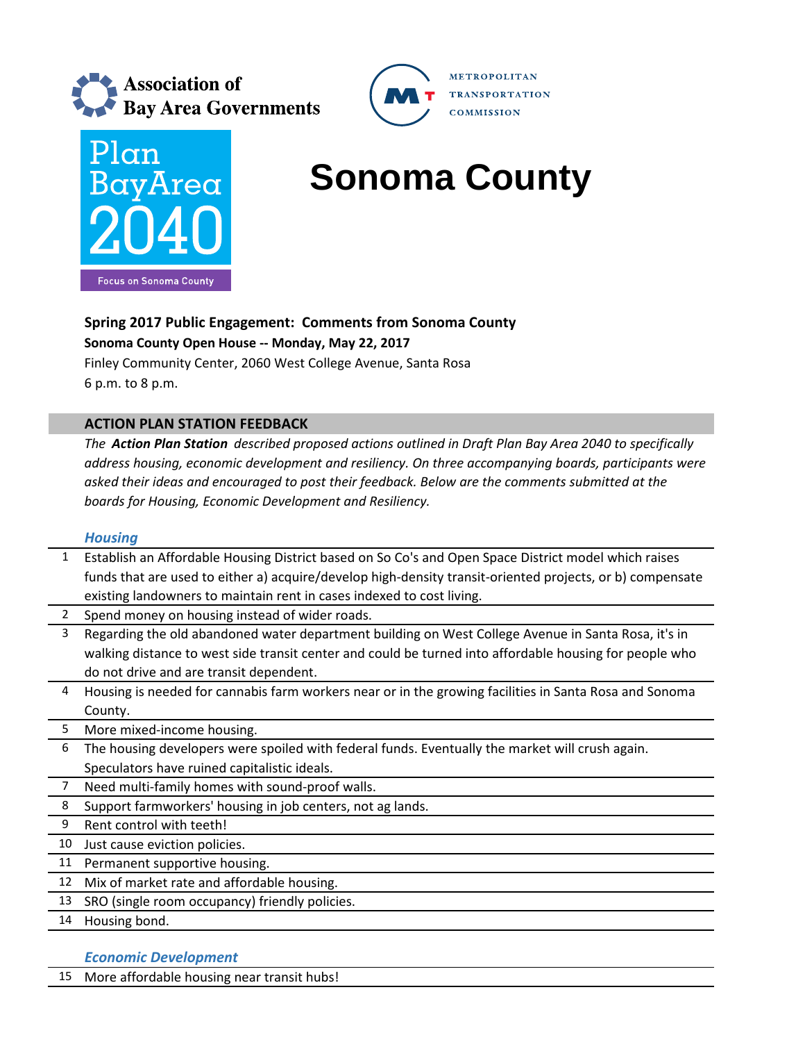Association of Bay Area Governments

Metropolitan Transportation Commission

Plan Bay Area 2040

Focus on Sonoma County

# Sonoma County

**Spring 2017 Public Engagement: Comments from Sonoma County**

**Sonoma County Open House -- Monday, May 22, 2017**

Finley Community Center, 2060 West College Avenue, Santa Rosa

6 p.m. to 8 p.m.

## ACTION PLAN STATION FEEDBACK

*The* ***Action Plan Station*** *described proposed actions outlined in Draft Plan Bay Area 2040 to specifically address housing, economic development and resiliency. On three accompanying boards, participants were asked their ideas and encouraged to post their feedback. Below are the comments submitted at the boards for Housing, Economic Development and Resiliency.*

### *Housing*

| | |
|---|---|
| 1 | Establish an Affordable Housing District based on So Co's and Open Space District model which raises funds that are used to either a) acquire/develop high-density transit-oriented projects, or b) compensate existing landowners to maintain rent in cases indexed to cost living. |
| 2 | Spend money on housing instead of wider roads. |
| 3 | Regarding the old abandoned water department building on West College Avenue in Santa Rosa, it's in walking distance to west side transit center and could be turned into affordable housing for people who do not drive and are transit dependent. |
| 4 | Housing is needed for cannabis farm workers near or in the growing facilities in Santa Rosa and Sonoma County. |
| 5 | More mixed-income housing. |
| 6 | The housing developers were spoiled with federal funds. Eventually the market will crush again. Speculators have ruined capitalistic ideals. |
| 7 | Need multi-family homes with sound-proof walls. |
| 8 | Support farmworkers' housing in job centers, not ag lands. |
| 9 | Rent control with teeth! |
| 10 | Just cause eviction policies. |
| 11 | Permanent supportive housing. |
| 12 | Mix of market rate and affordable housing. |
| 13 | SRO (single room occupancy) friendly policies. |
| 14 | Housing bond. |

### *Economic Development*

| | |
|---|---|
| 15 | More affordable housing near transit hubs! |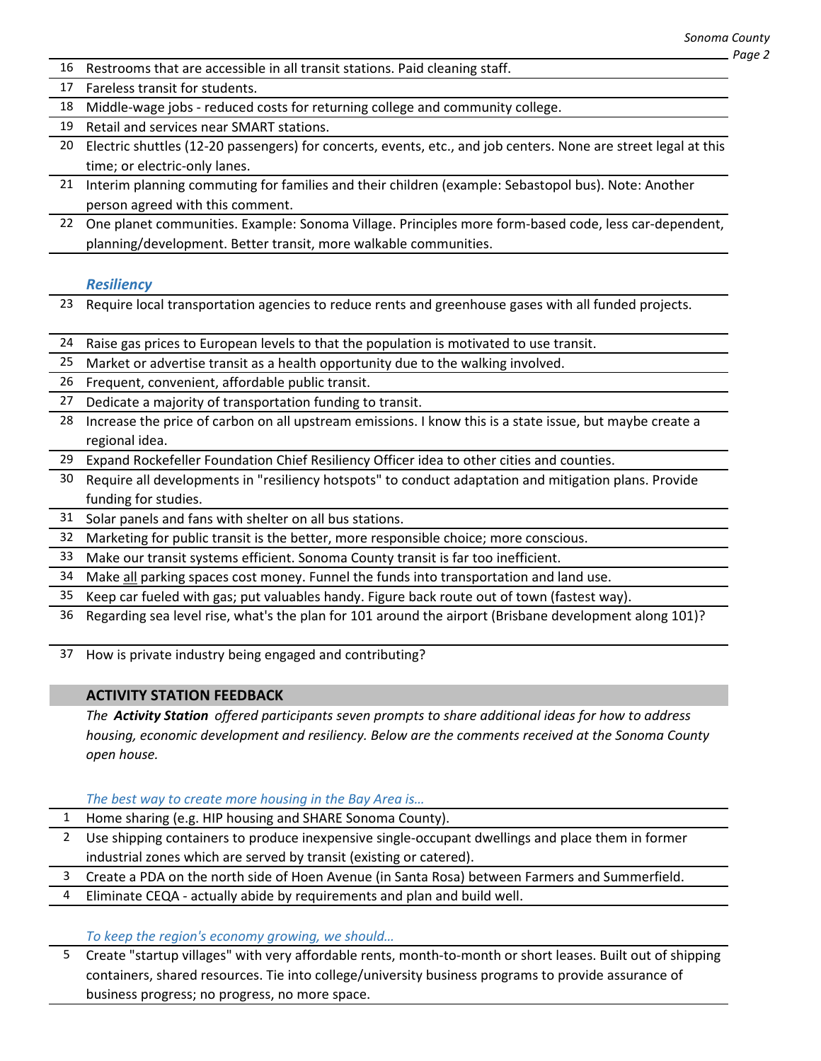16 Restrooms that are accessible in all transit stations. Paid cleaning staff.

17 Fareless transit for students.

18 Middle-wage jobs - reduced costs for returning college and community college.

19 Retail and services near SMART stations.

20 Electric shuttles (12-20 passengers) for concerts, events, etc., and job centers. None are street legal at this time; or electric-only lanes.

21 Interim planning commuting for families and their children (example: Sebastopol bus). Note: Another person agreed with this comment.

22 One planet communities. Example: Sonoma Village. Principles more form-based code, less car-dependent, planning/development. Better transit, more walkable communities.

### *Resiliency*

23 Require local transportation agencies to reduce rents and greenhouse gases with all funded projects.

24 Raise gas prices to European levels to that the population is motivated to use transit.

25 Market or advertise transit as a health opportunity due to the walking involved.

26 Frequent, convenient, affordable public transit.

27 Dedicate a majority of transportation funding to transit.

28 Increase the price of carbon on all upstream emissions. I know this is a state issue, but maybe create a regional idea.

29 Expand Rockefeller Foundation Chief Resiliency Officer idea to other cities and counties.

30 Require all developments in "resiliency hotspots" to conduct adaptation and mitigation plans. Provide funding for studies.

31 Solar panels and fans with shelter on all bus stations.

32 Marketing for public transit is the better, more responsible choice; more conscious.

33 Make our transit systems efficient. Sonoma County transit is far too inefficient.

34 Make all parking spaces cost money. Funnel the funds into transportation and land use.

35 Keep car fueled with gas; put valuables handy. Figure back route out of town (fastest way).

36 Regarding sea level rise, what's the plan for 101 around the airport (Brisbane development along 101)?

37 How is private industry being engaged and contributing?

## ACTIVITY STATION FEEDBACK

*The **Activity Station** offered participants seven prompts to share additional ideas for how to address housing, economic development and resiliency. Below are the comments received at the Sonoma County open house.*

*The best way to create more housing in the Bay Area is…*

1 Home sharing (e.g. HIP housing and SHARE Sonoma County).

2 Use shipping containers to produce inexpensive single-occupant dwellings and place them in former industrial zones which are served by transit (existing or catered).

3 Create a PDA on the north side of Hoen Avenue (in Santa Rosa) between Farmers and Summerfield.

4 Eliminate CEQA - actually abide by requirements and plan and build well.

*To keep the region's economy growing, we should…*

5 Create "startup villages" with very affordable rents, month-to-month or short leases. Built out of shipping containers, shared resources. Tie into college/university business programs to provide assurance of business progress; no progress, no more space.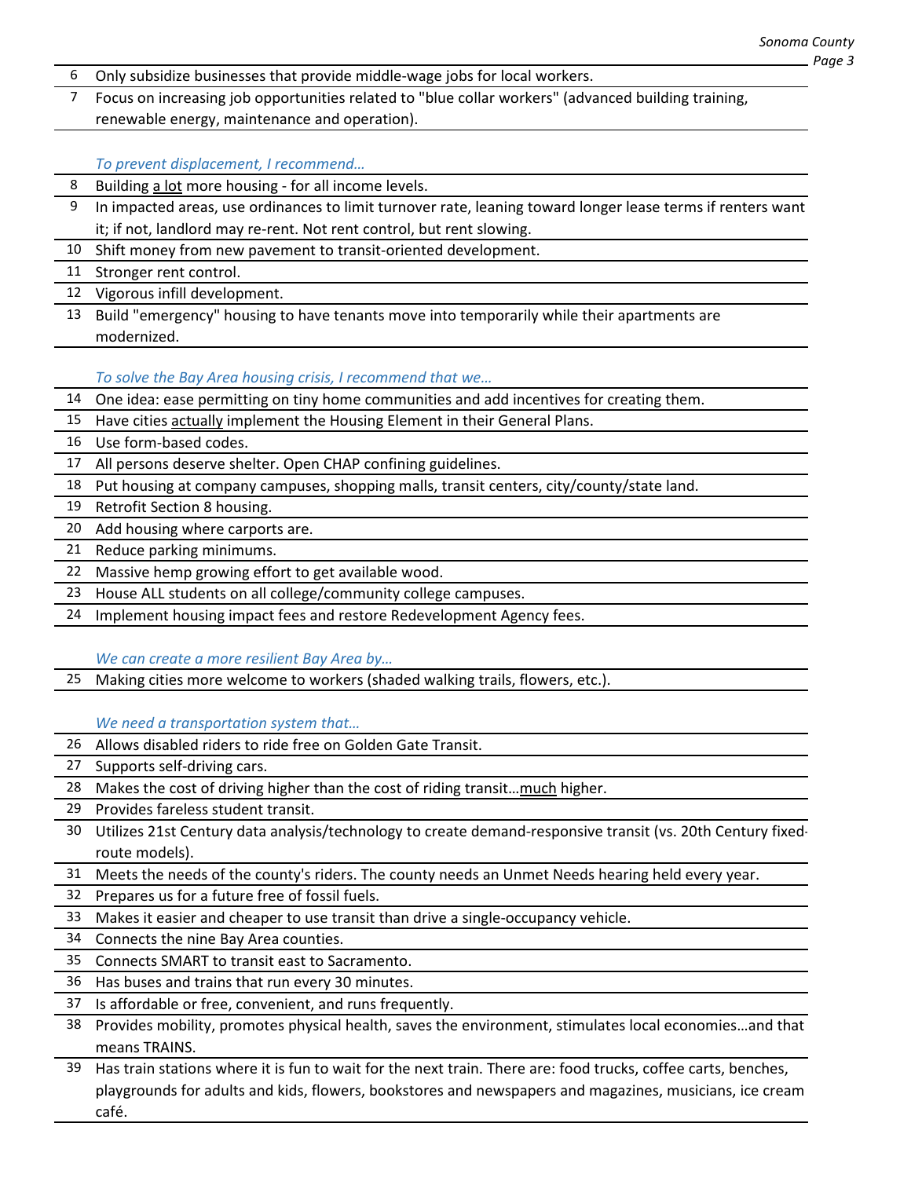| | |
|---|---|
| 6 | Only subsidize businesses that provide middle-wage jobs for local workers. |
| 7 | Focus on increasing job opportunities related to "blue collar workers" (advanced building training, renewable energy, maintenance and operation). |

*To prevent displacement, I recommend…*

| | |
|---|---|
| 8 | Building <u>a lot</u> more housing - for all income levels. |
| 9 | In impacted areas, use ordinances to limit turnover rate, leaning toward longer lease terms if renters want it; if not, landlord may re-rent. Not rent control, but rent slowing. |
| 10 | Shift money from new pavement to transit-oriented development. |
| 11 | Stronger rent control. |
| 12 | Vigorous infill development. |
| 13 | Build "emergency" housing to have tenants move into temporarily while their apartments are modernized. |

*To solve the Bay Area housing crisis, I recommend that we…*

| | |
|---|---|
| 14 | One idea: ease permitting on tiny home communities and add incentives for creating them. |
| 15 | Have cities <u>actually</u> implement the Housing Element in their General Plans. |
| 16 | Use form-based codes. |
| 17 | All persons deserve shelter. Open CHAP confining guidelines. |
| 18 | Put housing at company campuses, shopping malls, transit centers, city/county/state land. |
| 19 | Retrofit Section 8 housing. |
| 20 | Add housing where carports are. |
| 21 | Reduce parking minimums. |
| 22 | Massive hemp growing effort to get available wood. |
| 23 | House ALL students on all college/community college campuses. |
| 24 | Implement housing impact fees and restore Redevelopment Agency fees. |

*We can create a more resilient Bay Area by…*

| | |
|---|---|
| 25 | Making cities more welcome to workers (shaded walking trails, flowers, etc.). |

*We need a transportation system that…*

| | |
|---|---|
| 26 | Allows disabled riders to ride free on Golden Gate Transit. |
| 27 | Supports self-driving cars. |
| 28 | Makes the cost of driving higher than the cost of riding transit…<u>much</u> higher. |
| 29 | Provides fareless student transit. |
| 30 | Utilizes 21st Century data analysis/technology to create demand-responsive transit (vs. 20th Century fixed-route models). |
| 31 | Meets the needs of the county's riders. The county needs an Unmet Needs hearing held every year. |
| 32 | Prepares us for a future free of fossil fuels. |
| 33 | Makes it easier and cheaper to use transit than drive a single-occupancy vehicle. |
| 34 | Connects the nine Bay Area counties. |
| 35 | Connects SMART to transit east to Sacramento. |
| 36 | Has buses and trains that run every 30 minutes. |
| 37 | Is affordable or free, convenient, and runs frequently. |
| 38 | Provides mobility, promotes physical health, saves the environment, stimulates local economies…and that means TRAINS. |
| 39 | Has train stations where it is fun to wait for the next train. There are: food trucks, coffee carts, benches, playgrounds for adults and kids, flowers, bookstores and newspapers and magazines, musicians, ice cream café. |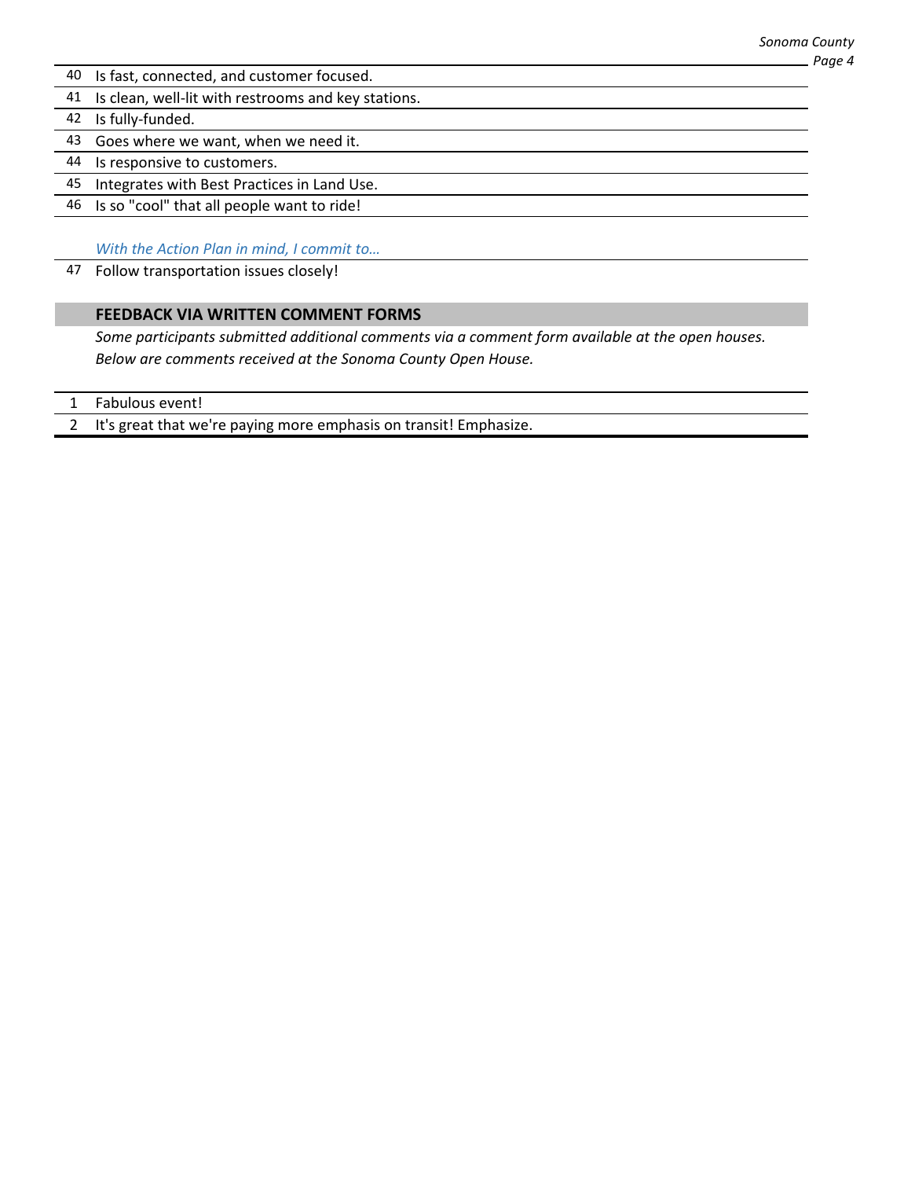| | |
|---|---|
| 40 | Is fast, connected, and customer focused. |
| 41 | Is clean, well-lit with restrooms and key stations. |
| 42 | Is fully-funded. |
| 43 | Goes where we want, when we need it. |
| 44 | Is responsive to customers. |
| 45 | Integrates with Best Practices in Land Use. |
| 46 | Is so "cool" that all people want to ride! |

*With the Action Plan in mind, I commit to…*

| | |
|---|---|
| 47 | Follow transportation issues closely! |

## FEEDBACK VIA WRITTEN COMMENT FORMS

*Some participants submitted additional comments via a comment form available at the open houses. Below are comments received at the Sonoma County Open House.*

| | |
|---|---|
| 1 | Fabulous event! |
| 2 | It's great that we're paying more emphasis on transit! Emphasize. |